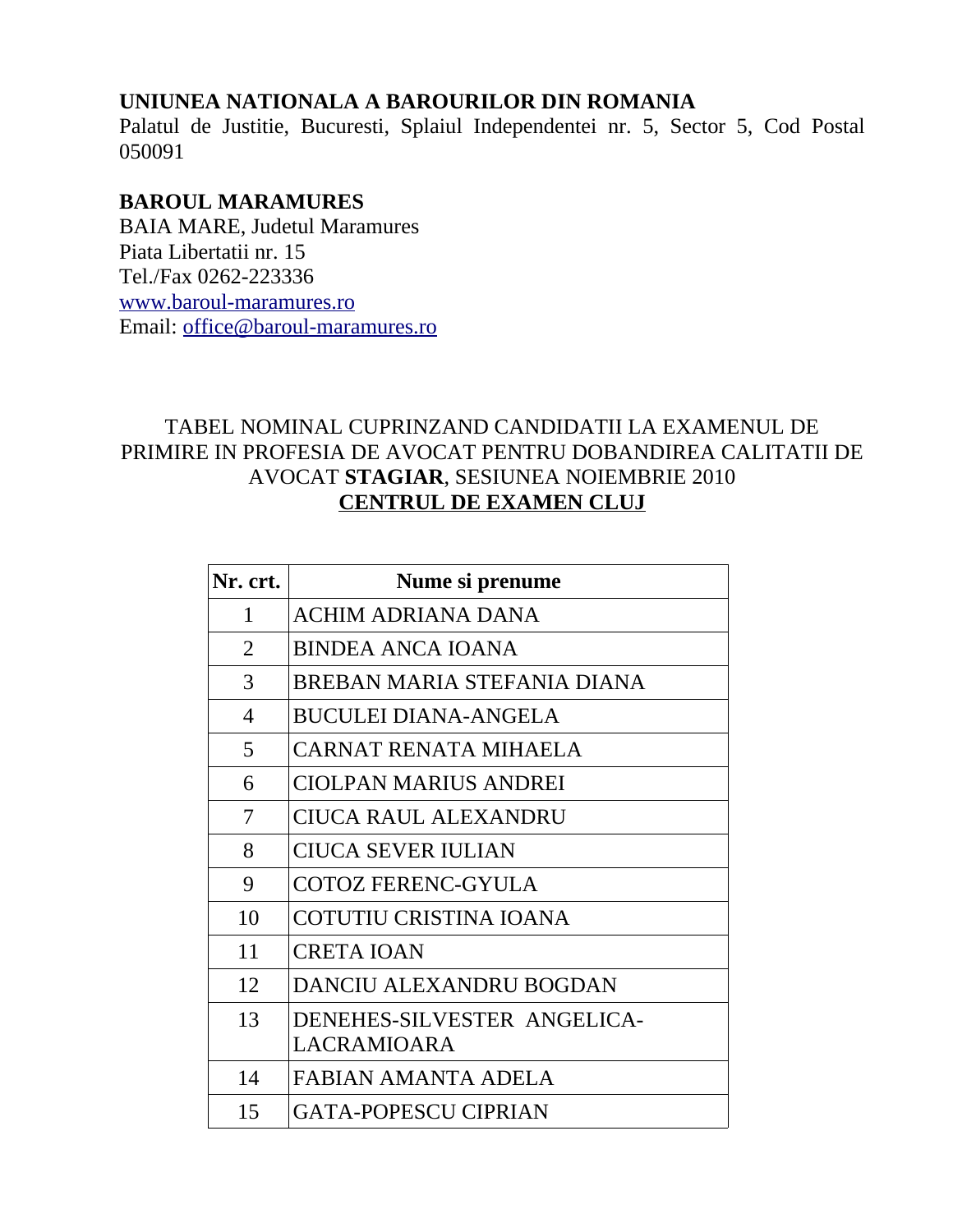**UNIUNEA NATIONALA A BAROURILOR DIN ROMANIA**
Palatul de Justitie, Bucuresti, Splaiul Independentei nr. 5, Sector 5, Cod Postal 050091

**BAROUL MARAMURES**
BAIA MARE, Judetul Maramures
Piata Libertatii nr. 15
Tel./Fax 0262-223336
www.baroul-maramures.ro
Email: office@baroul-maramures.ro

TABEL NOMINAL CUPRINZAND CANDIDATII LA EXAMENUL DE PRIMIRE IN PROFESIA DE AVOCAT PENTRU DOBANDIREA CALITATII DE AVOCAT **STAGIAR**, SESIUNEA NOIEMBRIE 2010

**CENTRUL DE EXAMEN CLUJ**

| Nr. crt. | Nume si prenume |
|---|---|
| 1 | ACHIM ADRIANA DANA |
| 2 | BINDEA ANCA IOANA |
| 3 | BREBAN MARIA STEFANIA DIANA |
| 4 | BUCULEI DIANA-ANGELA |
| 5 | CARNAT RENATA MIHAELA |
| 6 | CIOLPAN MARIUS ANDREI |
| 7 | CIUCA RAUL ALEXANDRU |
| 8 | CIUCA SEVER IULIAN |
| 9 | COTOZ FERENC-GYULA |
| 10 | COTUTIU CRISTINA IOANA |
| 11 | CRETA IOAN |
| 12 | DANCIU ALEXANDRU BOGDAN |
| 13 | DENEHES-SILVESTER ANGELICA-LACRAMIOARA |
| 14 | FABIAN AMANTA ADELA |
| 15 | GATA-POPESCU CIPRIAN |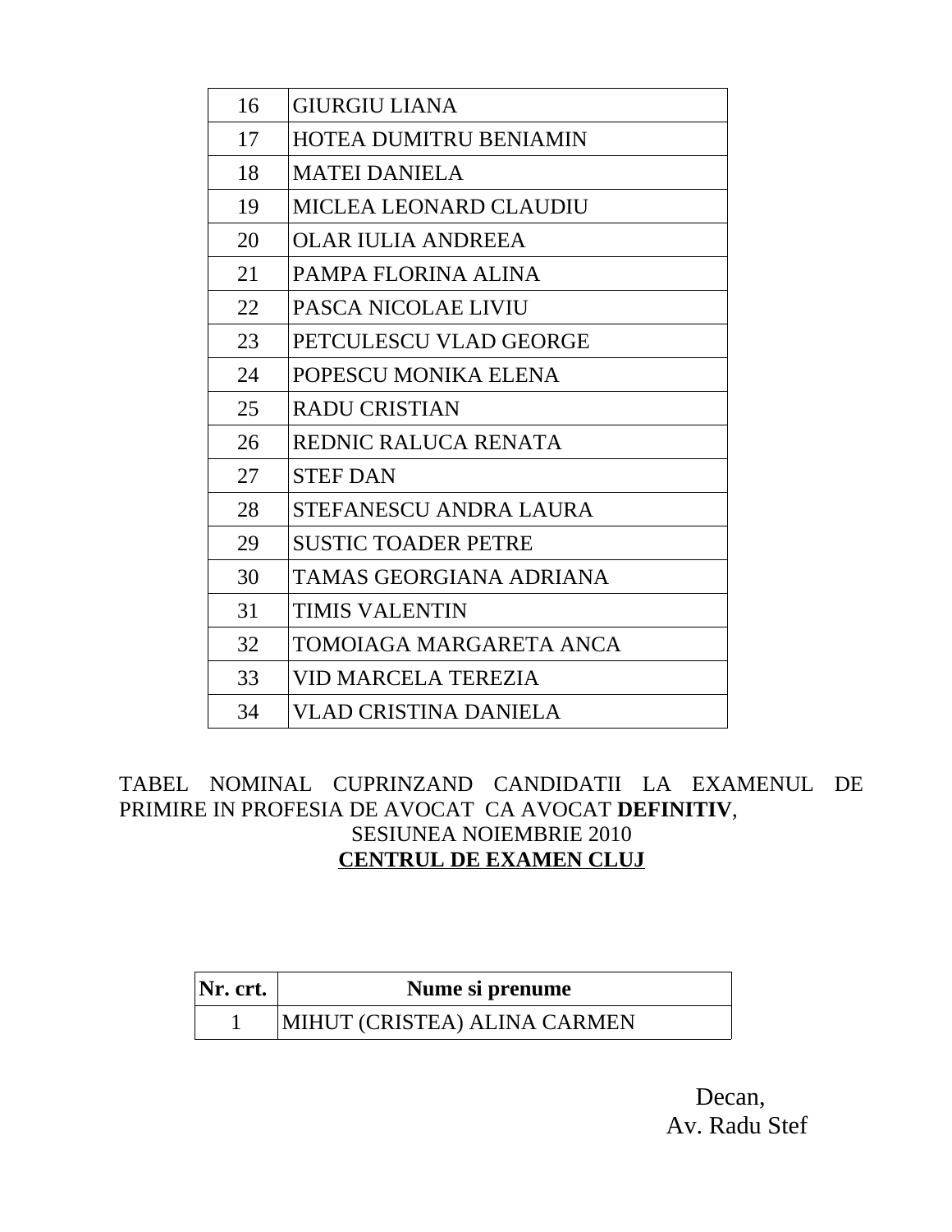| | |
|---|---|
| 16 | GIURGIU LIANA |
| 17 | HOTEA DUMITRU BENIAMIN |
| 18 | MATEI DANIELA |
| 19 | MICLEA LEONARD CLAUDIU |
| 20 | OLAR IULIA ANDREEA |
| 21 | PAMPA FLORINA ALINA |
| 22 | PASCA NICOLAE LIVIU |
| 23 | PETCULESCU VLAD GEORGE |
| 24 | POPESCU MONIKA ELENA |
| 25 | RADU CRISTIAN |
| 26 | REDNIC RALUCA RENATA |
| 27 | STEF DAN |
| 28 | STEFANESCU ANDRA LAURA |
| 29 | SUSTIC TOADER PETRE |
| 30 | TAMAS GEORGIANA ADRIANA |
| 31 | TIMIS VALENTIN |
| 32 | TOMOIAGA MARGARETA ANCA |
| 33 | VID MARCELA TEREZIA |
| 34 | VLAD CRISTINA DANIELA |

TABEL NOMINAL CUPRINZAND CANDIDATII LA EXAMENUL DE PRIMIRE IN PROFESIA DE AVOCAT CA AVOCAT **DEFINITIV**,
SESIUNEA NOIEMBRIE 2010
**CENTRUL DE EXAMEN CLUJ**

| Nr. crt. | Nume si prenume |
|---|---|
| 1 | MIHUT (CRISTEA) ALINA CARMEN |

Decan,
Av. Radu Stef